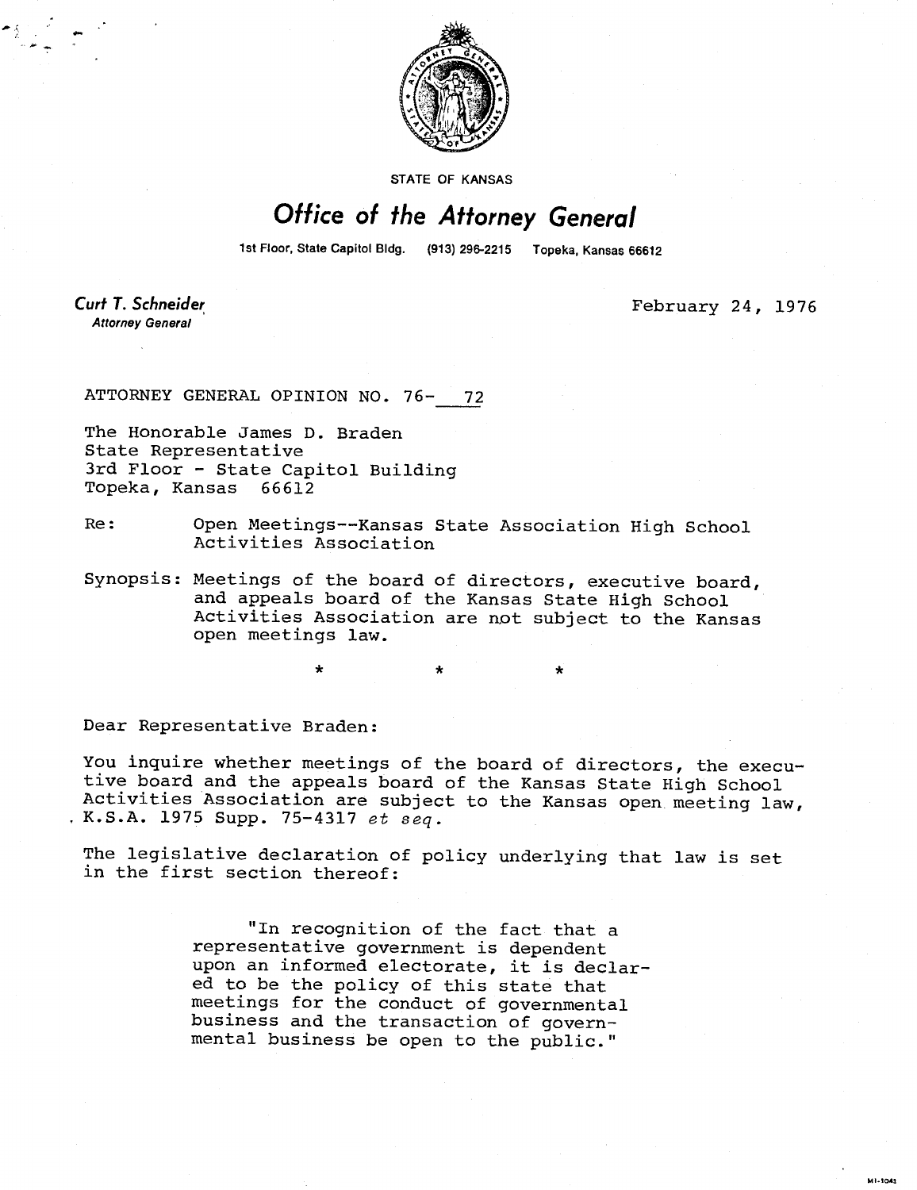STATE OF KANSAS

# Office of the Attorney General

1st Floor, State Capitol Bldg. (913) 296-2215 Topeka, Kansas 66612

**Curt T. Schneider**
*Attorney General*

February 24, 1976

ATTORNEY GENERAL OPINION NO. 76- 72

The Honorable James D. Braden
State Representative
3rd Floor - State Capitol Building
Topeka, Kansas 66612

Re: Open Meetings--Kansas State Association High School Activities Association

Synopsis: Meetings of the board of directors, executive board, and appeals board of the Kansas State High School Activities Association are not subject to the Kansas open meetings law.

\* \* \*

Dear Representative Braden:

You inquire whether meetings of the board of directors, the executive board and the appeals board of the Kansas State High School Activities Association are subject to the Kansas open meeting law, K.S.A. 1975 Supp. 75-4317 *et seq.*

The legislative declaration of policy underlying that law is set in the first section thereof:

> "In recognition of the fact that a representative government is dependent upon an informed electorate, it is declared to be the policy of this state that meetings for the conduct of governmental business and the transaction of governmental business be open to the public."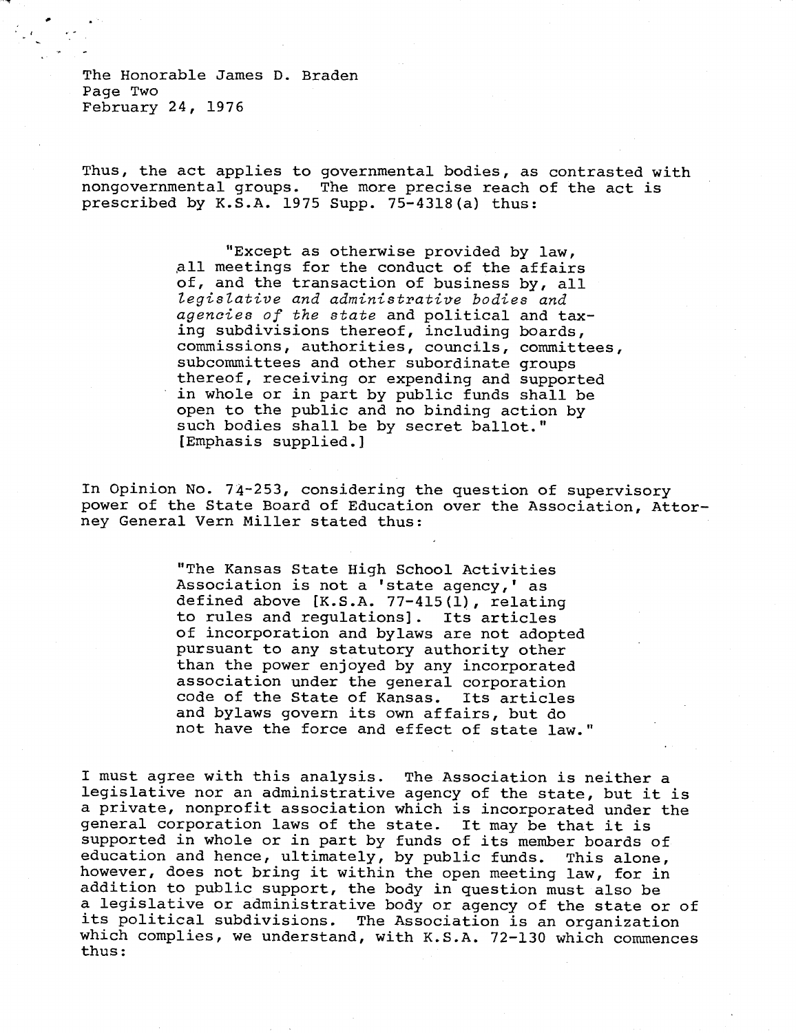Thus, the act applies to governmental bodies, as contrasted with nongovernmental groups. The more precise reach of the act is prescribed by K.S.A. 1975 Supp. 75-4318(a) thus:

> "Except as otherwise provided by law, all meetings for the conduct of the affairs of, and the transaction of business by, all *legislative and administrative bodies and agencies of the state* and political and taxing subdivisions thereof, including boards, commissions, authorities, councils, committees, subcommittees and other subordinate groups thereof, receiving or expending and supported in whole or in part by public funds shall be open to the public and no binding action by such bodies shall be by secret ballot." [Emphasis supplied.]

In Opinion No. 74-253, considering the question of supervisory power of the State Board of Education over the Association, Attorney General Vern Miller stated thus:

> "The Kansas State High School Activities Association is not a 'state agency,' as defined above [K.S.A. 77-415(1), relating to rules and regulations]. Its articles of incorporation and bylaws are not adopted pursuant to any statutory authority other than the power enjoyed by any incorporated association under the general corporation code of the State of Kansas. Its articles and bylaws govern its own affairs, but do not have the force and effect of state law."

I must agree with this analysis. The Association is neither a legislative nor an administrative agency of the state, but it is a private, nonprofit association which is incorporated under the general corporation laws of the state. It may be that it is supported in whole or in part by funds of its member boards of education and hence, ultimately, by public funds. This alone, however, does not bring it within the open meeting law, for in addition to public support, the body in question must also be a legislative or administrative body or agency of the state or of its political subdivisions. The Association is an organization which complies, we understand, with K.S.A. 72-130 which commences thus: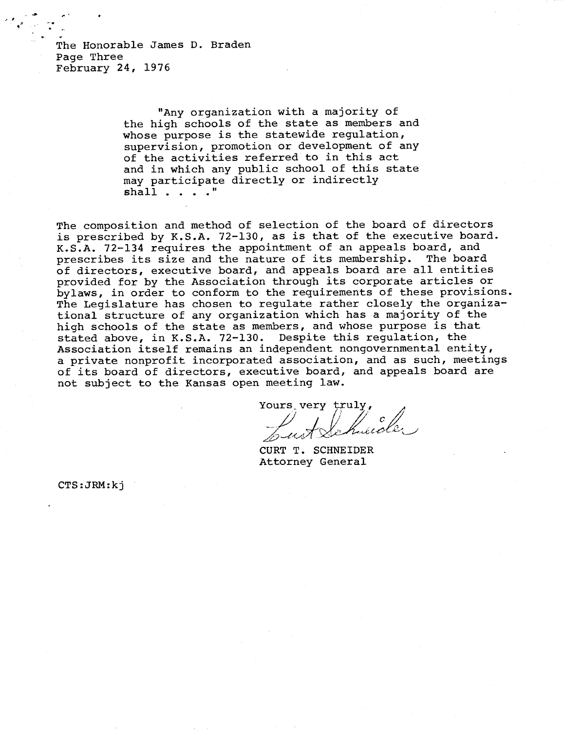The Honorable James D. Braden
Page Three
February 24, 1976

> "Any organization with a majority of the high schools of the state as members and whose purpose is the statewide regulation, supervision, promotion or development of any of the activities referred to in this act and in which any public school of this state may participate directly or indirectly shall . . . ."

The composition and method of selection of the board of directors is prescribed by K.S.A. 72-130, as is that of the executive board. K.S.A. 72-134 requires the appointment of an appeals board, and prescribes its size and the nature of its membership. The board of directors, executive board, and appeals board are all entities provided for by the Association through its corporate articles or bylaws, in order to conform to the requirements of these provisions. The Legislature has chosen to regulate rather closely the organizational structure of any organization which has a majority of the high schools of the state as members, and whose purpose is that stated above, in K.S.A. 72-130. Despite this regulation, the Association itself remains an independent nongovernmental entity, a private nonprofit incorporated association, and as such, meetings of its board of directors, executive board, and appeals board are not subject to the Kansas open meeting law.

Yours very truly,

CURT T. SCHNEIDER
Attorney General

CTS:JRM:kj